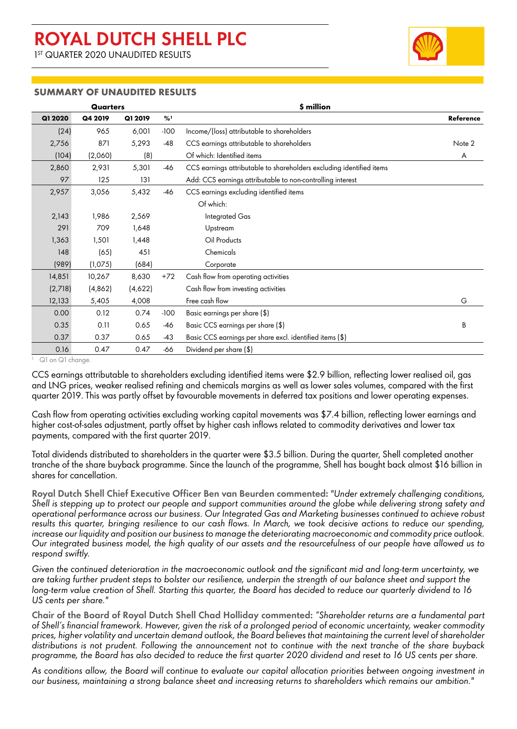# ROYAL DUTCH SHELL PLC

1ST QUARTER 2020 UNAUDITED RESULTS

## SUMMARY OF UNAUDITED RESULTS

| Quarters | | | | $ million | |
|---|---|---|---|---|---|
| Q1 2020 | Q4 2019 | Q1 2019 | %[1] | | Reference |
| (24) | 965 | 6,001 | -100 | Income/(loss) attributable to shareholders | |
| 2,756 | 871 | 5,293 | -48 | CCS earnings attributable to shareholders | Note 2 |
| (104) | (2,060) | (8) | | Of which: Identified items | A |
| 2,860 | 2,931 | 5,301 | -46 | CCS earnings attributable to shareholders excluding identified items | |
| 97 | 125 | 131 | | Add: CCS earnings attributable to non-controlling interest | |
| 2,957 | 3,056 | 5,432 | -46 | CCS earnings excluding identified items | |
| | | | | Of which: | |
| 2,143 | 1,986 | 2,569 | | Integrated Gas | |
| 291 | 709 | 1,648 | | Upstream | |
| 1,363 | 1,501 | 1,448 | | Oil Products | |
| 148 | (65) | 451 | | Chemicals | |
| (989) | (1,075) | (684) | | Corporate | |
| 14,851 | 10,267 | 8,630 | +72 | Cash flow from operating activities | |
| (2,718) | (4,862) | (4,622) | | Cash flow from investing activities | |
| 12,133 | 5,405 | 4,008 | | Free cash flow | G |
| 0.00 | 0.12 | 0.74 | -100 | Basic earnings per share ($) | |
| 0.35 | 0.11 | 0.65 | -46 | Basic CCS earnings per share ($) | B |
| 0.37 | 0.37 | 0.65 | -43 | Basic CCS earnings per share excl. identified items ($) | |
| 0.16 | 0.47 | 0.47 | -66 | Dividend per share ($) | |

1. Q1 on Q1 change.

CCS earnings attributable to shareholders excluding identified items were $2.9 billion, reflecting lower realised oil, gas and LNG prices, weaker realised refining and chemicals margins as well as lower sales volumes, compared with the first quarter 2019. This was partly offset by favourable movements in deferred tax positions and lower operating expenses.

Cash flow from operating activities excluding working capital movements was $7.4 billion, reflecting lower earnings and higher cost-of-sales adjustment, partly offset by higher cash inflows related to commodity derivatives and lower tax payments, compared with the first quarter 2019.

Total dividends distributed to shareholders in the quarter were $3.5 billion. During the quarter, Shell completed another tranche of the share buyback programme. Since the launch of the programme, Shell has bought back almost $16 billion in shares for cancellation.

**Royal Dutch Shell Chief Executive Officer Ben van Beurden commented:** *"Under extremely challenging conditions, Shell is stepping up to protect our people and support communities around the globe while delivering strong safety and operational performance across our business. Our Integrated Gas and Marketing businesses continued to achieve robust results this quarter, bringing resilience to our cash flows. In March, we took decisive actions to reduce our spending, increase our liquidity and position our business to manage the deteriorating macroeconomic and commodity price outlook. Our integrated business model, the high quality of our assets and the resourcefulness of our people have allowed us to respond swiftly.*

*Given the continued deterioration in the macroeconomic outlook and the significant mid and long-term uncertainty, we are taking further prudent steps to bolster our resilience, underpin the strength of our balance sheet and support the long-term value creation of Shell. Starting this quarter, the Board has decided to reduce our quarterly dividend to 16 US cents per share."*

**Chair of the Board of Royal Dutch Shell Chad Holliday commented:** *"Shareholder returns are a fundamental part of Shell's financial framework. However, given the risk of a prolonged period of economic uncertainty, weaker commodity prices, higher volatility and uncertain demand outlook, the Board believes that maintaining the current level of shareholder distributions is not prudent. Following the announcement not to continue with the next tranche of the share buyback programme, the Board has also decided to reduce the first quarter 2020 dividend and reset to 16 US cents per share.*

*As conditions allow, the Board will continue to evaluate our capital allocation priorities between ongoing investment in our business, maintaining a strong balance sheet and increasing returns to shareholders which remains our ambition."*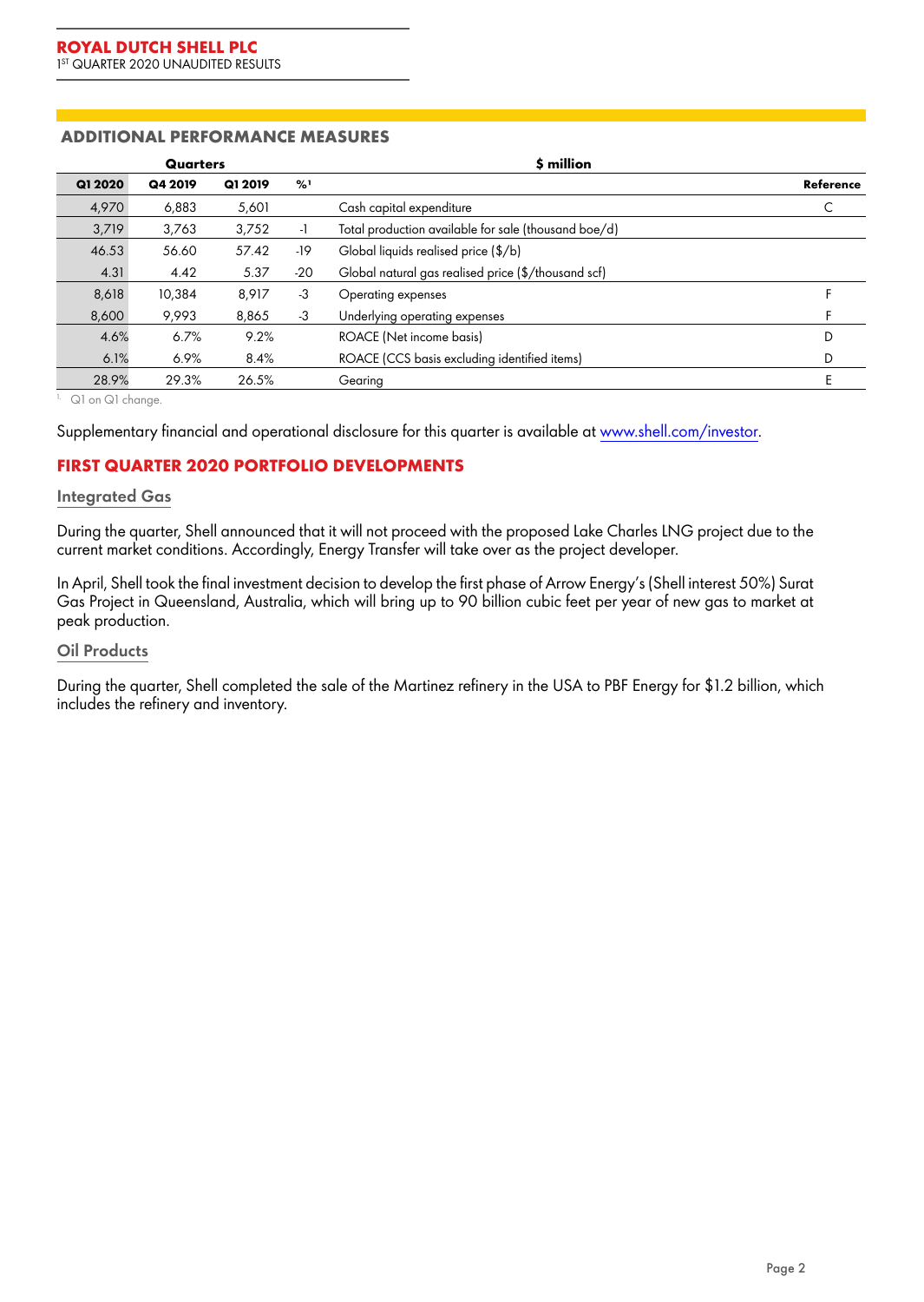## ADDITIONAL PERFORMANCE MEASURES

| Quarters | | | | $ million | |
|---|---|---|---|---|---|
| Q1 2020 | Q4 2019 | Q1 2019 | %[1] | | Reference |
| 4,970 | 6,883 | 5,601 | | Cash capital expenditure | C |
| 3,719 | 3,763 | 3,752 | -1 | Total production available for sale (thousand boe/d) | |
| 46.53 | 56.60 | 57.42 | -19 | Global liquids realised price ($/b) | |
| 4.31 | 4.42 | 5.37 | -20 | Global natural gas realised price ($/thousand scf) | |
| 8,618 | 10,384 | 8,917 | -3 | Operating expenses | F |
| 8,600 | 9,993 | 8,865 | -3 | Underlying operating expenses | F |
| 4.6% | 6.7% | 9.2% | | ROACE (Net income basis) | D |
| 6.1% | 6.9% | 8.4% | | ROACE (CCS basis excluding identified items) | D |
| 28.9% | 29.3% | 26.5% | | Gearing | E |

1. Q1 on Q1 change.

Supplementary financial and operational disclosure for this quarter is available at www.shell.com/investor.

## FIRST QUARTER 2020 PORTFOLIO DEVELOPMENTS

### Integrated Gas

During the quarter, Shell announced that it will not proceed with the proposed Lake Charles LNG project due to the current market conditions. Accordingly, Energy Transfer will take over as the project developer.

In April, Shell took the final investment decision to develop the first phase of Arrow Energy's (Shell interest 50%) Surat Gas Project in Queensland, Australia, which will bring up to 90 billion cubic feet per year of new gas to market at peak production.

### Oil Products

During the quarter, Shell completed the sale of the Martinez refinery in the USA to PBF Energy for $1.2 billion, which includes the refinery and inventory.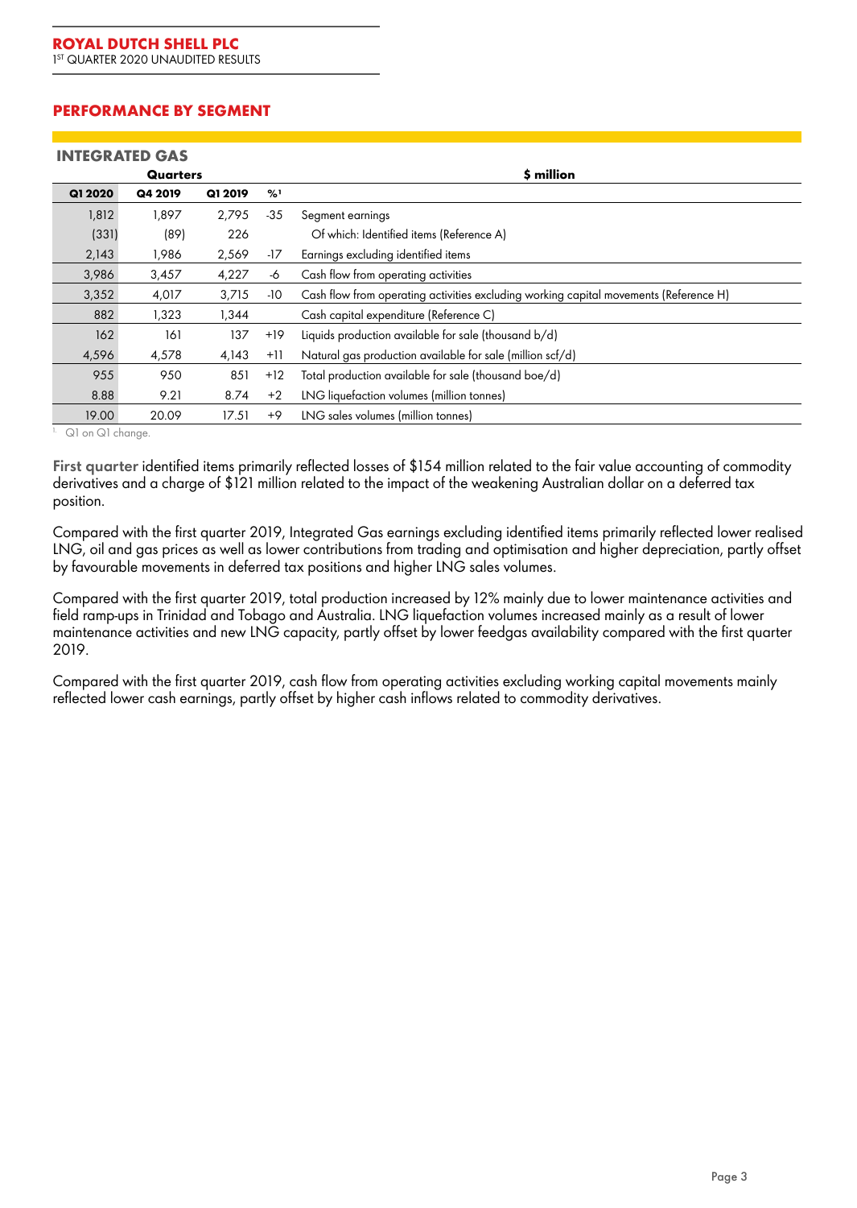## PERFORMANCE BY SEGMENT

### INTEGRATED GAS

| Quarters | | | | $ million |
|---|---|---|---|---|
| Q1 2020 | Q4 2019 | Q1 2019 | %[1] | |
| 1,812 | 1,897 | 2,795 | -35 | Segment earnings |
| (331) | (89) | 226 | | Of which: Identified items (Reference A) |
| 2,143 | 1,986 | 2,569 | -17 | Earnings excluding identified items |
| 3,986 | 3,457 | 4,227 | -6 | Cash flow from operating activities |
| 3,352 | 4,017 | 3,715 | -10 | Cash flow from operating activities excluding working capital movements (Reference H) |
| 882 | 1,323 | 1,344 | | Cash capital expenditure (Reference C) |
| 162 | 161 | 137 | +19 | Liquids production available for sale (thousand b/d) |
| 4,596 | 4,578 | 4,143 | +11 | Natural gas production available for sale (million scf/d) |
| 955 | 950 | 851 | +12 | Total production available for sale (thousand boe/d) |
| 8.88 | 9.21 | 8.74 | +2 | LNG liquefaction volumes (million tonnes) |
| 19.00 | 20.09 | 17.51 | +9 | LNG sales volumes (million tonnes) |

1. Q1 on Q1 change.

**First quarter** identified items primarily reflected losses of $154 million related to the fair value accounting of commodity derivatives and a charge of $121 million related to the impact of the weakening Australian dollar on a deferred tax position.

Compared with the first quarter 2019, Integrated Gas earnings excluding identified items primarily reflected lower realised LNG, oil and gas prices as well as lower contributions from trading and optimisation and higher depreciation, partly offset by favourable movements in deferred tax positions and higher LNG sales volumes.

Compared with the first quarter 2019, total production increased by 12% mainly due to lower maintenance activities and field ramp-ups in Trinidad and Tobago and Australia. LNG liquefaction volumes increased mainly as a result of lower maintenance activities and new LNG capacity, partly offset by lower feedgas availability compared with the first quarter 2019.

Compared with the first quarter 2019, cash flow from operating activities excluding working capital movements mainly reflected lower cash earnings, partly offset by higher cash inflows related to commodity derivatives.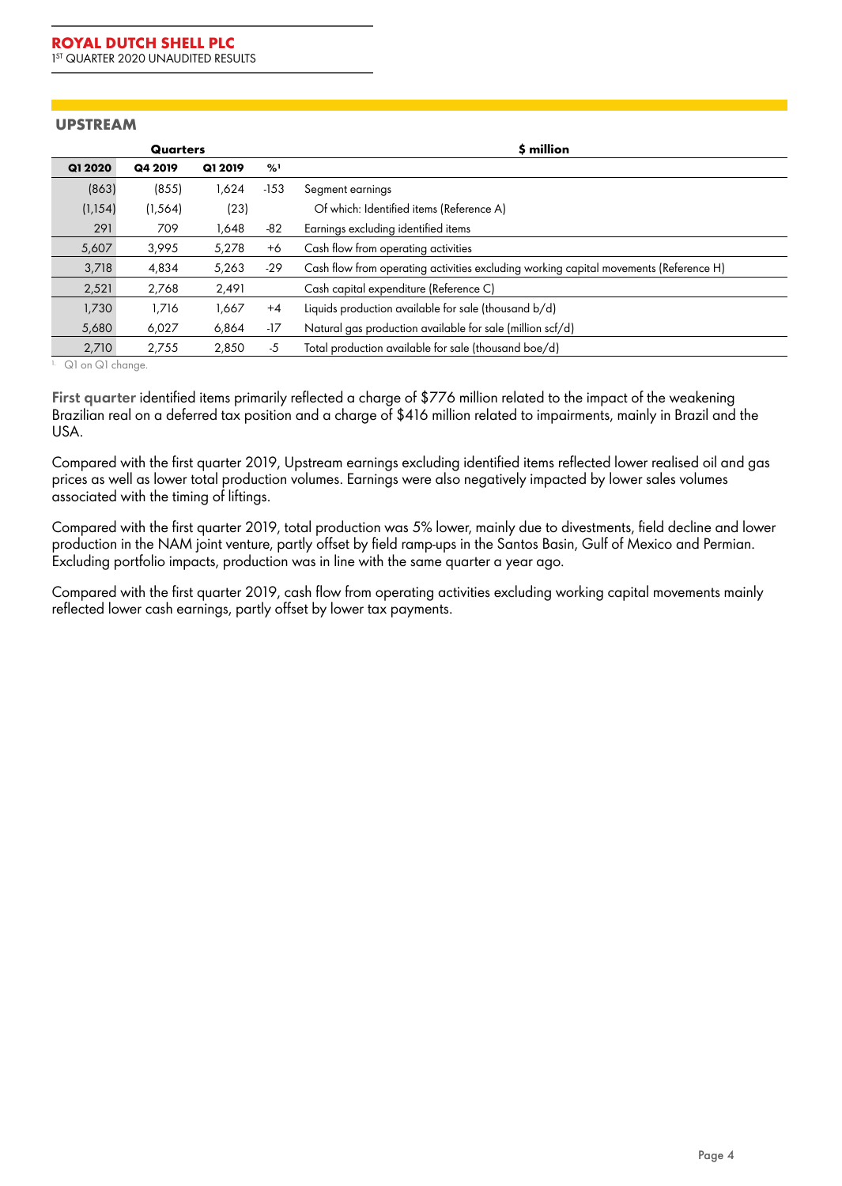## UPSTREAM

| Quarters | | | | $ million |
|---|---|---|---|---|
| Q1 2020 | Q4 2019 | Q1 2019 | %[1] | |
| (863) | (855) | 1,624 | -153 | Segment earnings |
| (1,154) | (1,564) | (23) | | Of which: Identified items (Reference A) |
| 291 | 709 | 1,648 | -82 | Earnings excluding identified items |
| 5,607 | 3,995 | 5,278 | +6 | Cash flow from operating activities |
| 3,718 | 4,834 | 5,263 | -29 | Cash flow from operating activities excluding working capital movements (Reference H) |
| 2,521 | 2,768 | 2,491 | | Cash capital expenditure (Reference C) |
| 1,730 | 1,716 | 1,667 | +4 | Liquids production available for sale (thousand b/d) |
| 5,680 | 6,027 | 6,864 | -17 | Natural gas production available for sale (million scf/d) |
| 2,710 | 2,755 | 2,850 | -5 | Total production available for sale (thousand boe/d) |

1. Q1 on Q1 change.

**First quarter** identified items primarily reflected a charge of $776 million related to the impact of the weakening Brazilian real on a deferred tax position and a charge of $416 million related to impairments, mainly in Brazil and the USA.

Compared with the first quarter 2019, Upstream earnings excluding identified items reflected lower realised oil and gas prices as well as lower total production volumes. Earnings were also negatively impacted by lower sales volumes associated with the timing of liftings.

Compared with the first quarter 2019, total production was 5% lower, mainly due to divestments, field decline and lower production in the NAM joint venture, partly offset by field ramp-ups in the Santos Basin, Gulf of Mexico and Permian. Excluding portfolio impacts, production was in line with the same quarter a year ago.

Compared with the first quarter 2019, cash flow from operating activities excluding working capital movements mainly reflected lower cash earnings, partly offset by lower tax payments.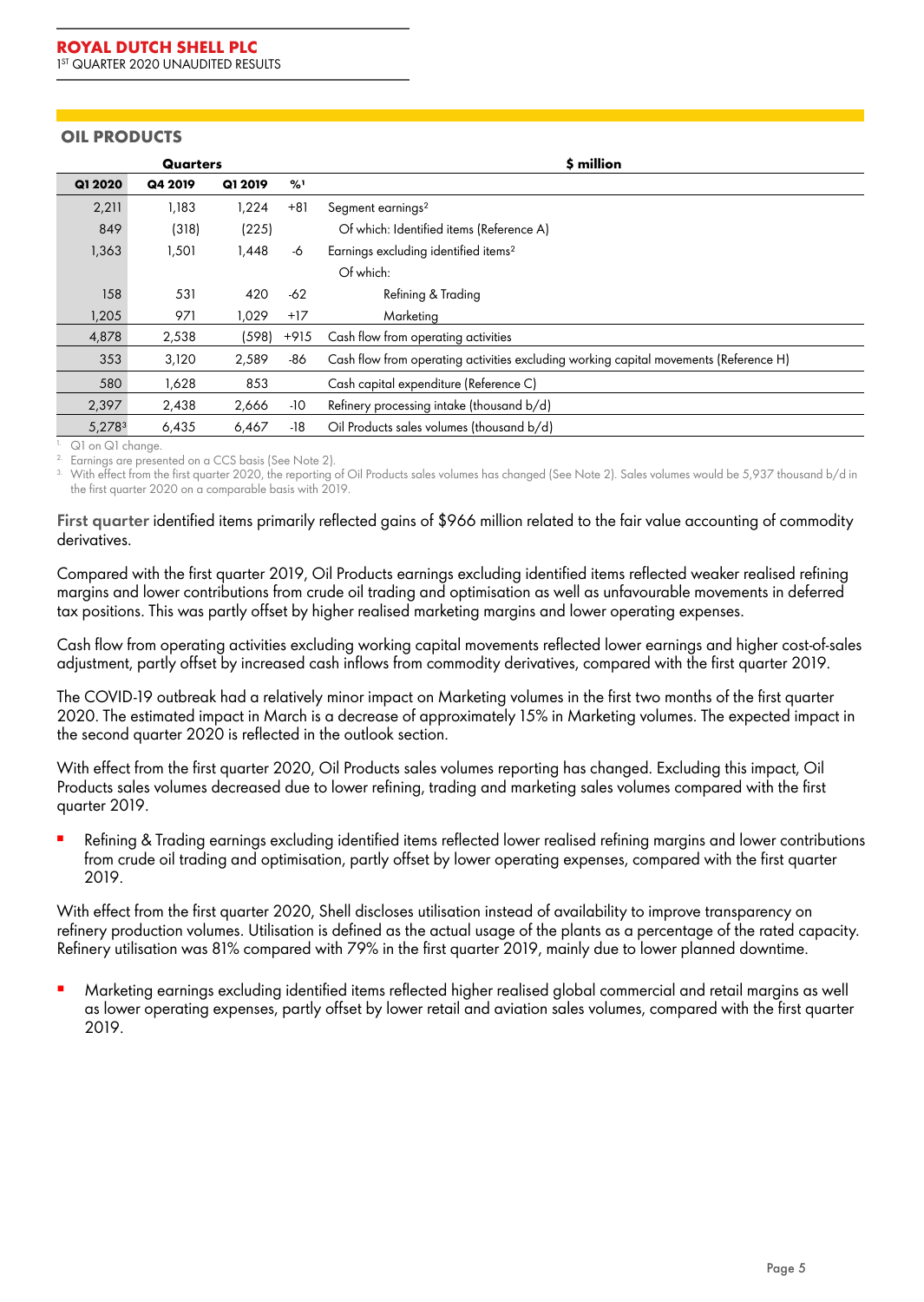## OIL PRODUCTS

| Quarters | | | | $ million |
|---|---|---|---|---|
| **Q1 2020** | **Q4 2019** | **Q1 2019** | **%[1]** | |
| 2,211 | 1,183 | 1,224 | +81 | Segment earnings[2] |
| 849 | (318) | (225) | | Of which: Identified items (Reference A) |
| 1,363 | 1,501 | 1,448 | -6 | Earnings excluding identified items[2] |
| | | | | Of which: |
| 158 | 531 | 420 | -62 | Refining & Trading |
| 1,205 | 971 | 1,029 | +17 | Marketing |
| 4,878 | 2,538 | (598) | +915 | Cash flow from operating activities |
| 353 | 3,120 | 2,589 | -86 | Cash flow from operating activities excluding working capital movements (Reference H) |
| 580 | 1,628 | 853 | | Cash capital expenditure (Reference C) |
| 2,397 | 2,438 | 2,666 | -10 | Refinery processing intake (thousand b/d) |
| 5,278[3] | 6,435 | 6,467 | -18 | Oil Products sales volumes (thousand b/d) |

1. Q1 on Q1 change.
2. Earnings are presented on a CCS basis (See Note 2).
3. With effect from the first quarter 2020, the reporting of Oil Products sales volumes has changed (See Note 2). Sales volumes would be 5,937 thousand b/d in the first quarter 2020 on a comparable basis with 2019.

**First quarter** identified items primarily reflected gains of $966 million related to the fair value accounting of commodity derivatives.

Compared with the first quarter 2019, Oil Products earnings excluding identified items reflected weaker realised refining margins and lower contributions from crude oil trading and optimisation as well as unfavourable movements in deferred tax positions. This was partly offset by higher realised marketing margins and lower operating expenses.

Cash flow from operating activities excluding working capital movements reflected lower earnings and higher cost-of-sales adjustment, partly offset by increased cash inflows from commodity derivatives, compared with the first quarter 2019.

The COVID-19 outbreak had a relatively minor impact on Marketing volumes in the first two months of the first quarter 2020. The estimated impact in March is a decrease of approximately 15% in Marketing volumes. The expected impact in the second quarter 2020 is reflected in the outlook section.

With effect from the first quarter 2020, Oil Products sales volumes reporting has changed. Excluding this impact, Oil Products sales volumes decreased due to lower refining, trading and marketing sales volumes compared with the first quarter 2019.

- Refining & Trading earnings excluding identified items reflected lower realised refining margins and lower contributions from crude oil trading and optimisation, partly offset by lower operating expenses, compared with the first quarter 2019.

With effect from the first quarter 2020, Shell discloses utilisation instead of availability to improve transparency on refinery production volumes. Utilisation is defined as the actual usage of the plants as a percentage of the rated capacity. Refinery utilisation was 81% compared with 79% in the first quarter 2019, mainly due to lower planned downtime.

- Marketing earnings excluding identified items reflected higher realised global commercial and retail margins as well as lower operating expenses, partly offset by lower retail and aviation sales volumes, compared with the first quarter 2019.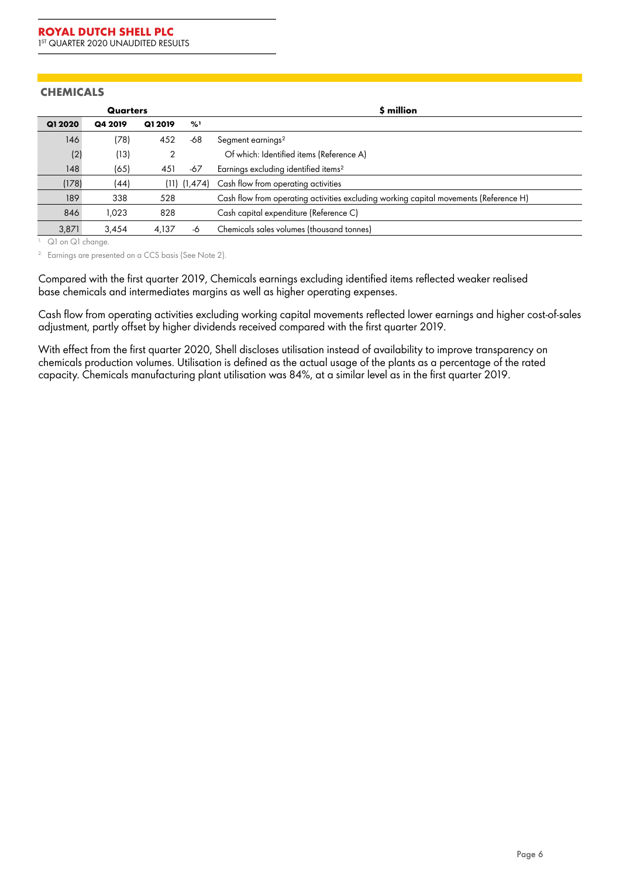## CHEMICALS

| Quarters | | | | $ million |
|---|---|---|---|---|
| Q1 2020 | Q4 2019 | Q1 2019 | %[1] | |
| 146 | (78) | 452 | -68 | Segment earnings[2] |
| (2) | (13) | 2 | | Of which: Identified items (Reference A) |
| 148 | (65) | 451 | -67 | Earnings excluding identified items[2] |
| (178) | (44) | (11) | (1,474) | Cash flow from operating activities |
| 189 | 338 | 528 | | Cash flow from operating activities excluding working capital movements (Reference H) |
| 846 | 1,023 | 828 | | Cash capital expenditure (Reference C) |
| 3,871 | 3,454 | 4,137 | -6 | Chemicals sales volumes (thousand tonnes) |

1. Q1 on Q1 change.

2. Earnings are presented on a CCS basis (See Note 2).

Compared with the first quarter 2019, Chemicals earnings excluding identified items reflected weaker realised base chemicals and intermediates margins as well as higher operating expenses.

Cash flow from operating activities excluding working capital movements reflected lower earnings and higher cost-of-sales adjustment, partly offset by higher dividends received compared with the first quarter 2019.

With effect from the first quarter 2020, Shell discloses utilisation instead of availability to improve transparency on chemicals production volumes. Utilisation is defined as the actual usage of the plants as a percentage of the rated capacity. Chemicals manufacturing plant utilisation was 84%, at a similar level as in the first quarter 2019.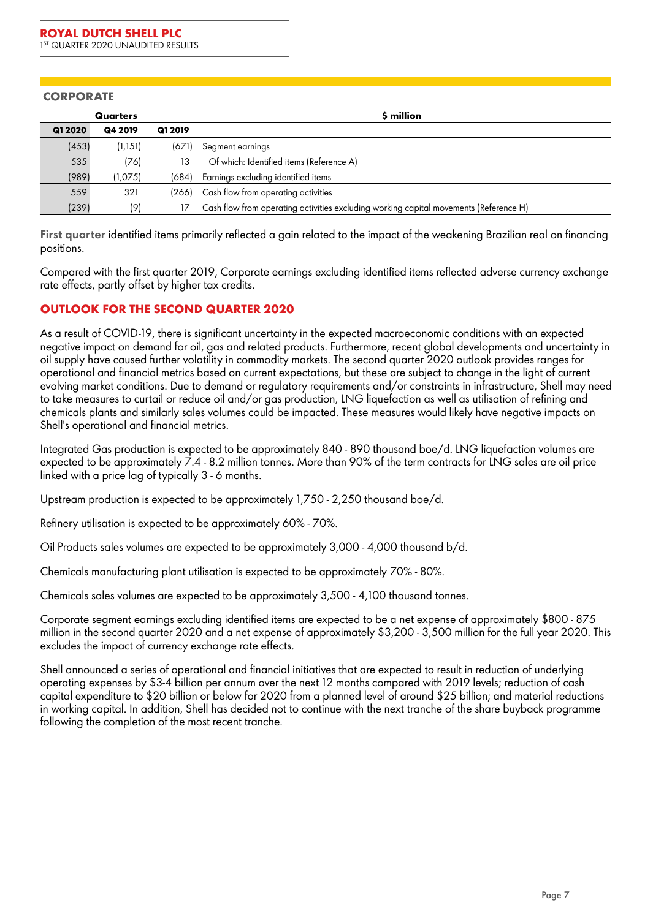## CORPORATE

| Quarters | | | $ million |
|---|---|---|---|
| Q1 2020 | Q4 2019 | Q1 2019 | |
| (453) | (1,151) | (671) | Segment earnings |
| 535 | (76) | 13 | Of which: Identified items (Reference A) |
| (989) | (1,075) | (684) | Earnings excluding identified items |
| 559 | 321 | (266) | Cash flow from operating activities |
| (239) | (9) | 17 | Cash flow from operating activities excluding working capital movements (Reference H) |

**First quarter** identified items primarily reflected a gain related to the impact of the weakening Brazilian real on financing positions.

Compared with the first quarter 2019, Corporate earnings excluding identified items reflected adverse currency exchange rate effects, partly offset by higher tax credits.

## OUTLOOK FOR THE SECOND QUARTER 2020

As a result of COVID-19, there is significant uncertainty in the expected macroeconomic conditions with an expected negative impact on demand for oil, gas and related products. Furthermore, recent global developments and uncertainty in oil supply have caused further volatility in commodity markets. The second quarter 2020 outlook provides ranges for operational and financial metrics based on current expectations, but these are subject to change in the light of current evolving market conditions. Due to demand or regulatory requirements and/or constraints in infrastructure, Shell may need to take measures to curtail or reduce oil and/or gas production, LNG liquefaction as well as utilisation of refining and chemicals plants and similarly sales volumes could be impacted. These measures would likely have negative impacts on Shell's operational and financial metrics.

Integrated Gas production is expected to be approximately 840 - 890 thousand boe/d. LNG liquefaction volumes are expected to be approximately 7.4 - 8.2 million tonnes. More than 90% of the term contracts for LNG sales are oil price linked with a price lag of typically 3 - 6 months.

Upstream production is expected to be approximately 1,750 - 2,250 thousand boe/d.

Refinery utilisation is expected to be approximately 60% - 70%.

Oil Products sales volumes are expected to be approximately 3,000 - 4,000 thousand b/d.

Chemicals manufacturing plant utilisation is expected to be approximately 70% - 80%.

Chemicals sales volumes are expected to be approximately 3,500 - 4,100 thousand tonnes.

Corporate segment earnings excluding identified items are expected to be a net expense of approximately $800 - 875 million in the second quarter 2020 and a net expense of approximately $3,200 - 3,500 million for the full year 2020. This excludes the impact of currency exchange rate effects.

Shell announced a series of operational and financial initiatives that are expected to result in reduction of underlying operating expenses by $3-4 billion per annum over the next 12 months compared with 2019 levels; reduction of cash capital expenditure to $20 billion or below for 2020 from a planned level of around $25 billion; and material reductions in working capital. In addition, Shell has decided not to continue with the next tranche of the share buyback programme following the completion of the most recent tranche.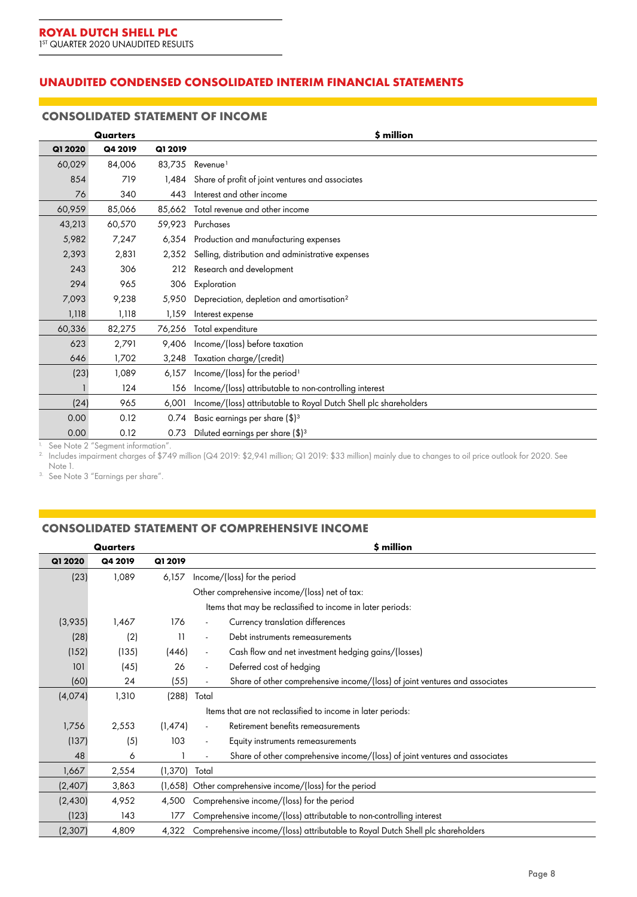## UNAUDITED CONDENSED CONSOLIDATED INTERIM FINANCIAL STATEMENTS

### CONSOLIDATED STATEMENT OF INCOME

| Quarters | | | $ million |
|---|---|---|---|
| **Q1 2020** | **Q4 2019** | **Q1 2019** | |
| 60,029 | 84,006 | 83,735 | Revenue[1] |
| 854 | 719 | 1,484 | Share of profit of joint ventures and associates |
| 76 | 340 | 443 | Interest and other income |
| 60,959 | 85,066 | 85,662 | Total revenue and other income |
| 43,213 | 60,570 | 59,923 | Purchases |
| 5,982 | 7,247 | 6,354 | Production and manufacturing expenses |
| 2,393 | 2,831 | 2,352 | Selling, distribution and administrative expenses |
| 243 | 306 | 212 | Research and development |
| 294 | 965 | 306 | Exploration |
| 7,093 | 9,238 | 5,950 | Depreciation, depletion and amortisation[2] |
| 1,118 | 1,118 | 1,159 | Interest expense |
| 60,336 | 82,275 | 76,256 | Total expenditure |
| 623 | 2,791 | 9,406 | Income/(loss) before taxation |
| 646 | 1,702 | 3,248 | Taxation charge/(credit) |
| (23) | 1,089 | 6,157 | Income/(loss) for the period[1] |
| 1 | 124 | 156 | Income/(loss) attributable to non-controlling interest |
| (24) | 965 | 6,001 | Income/(loss) attributable to Royal Dutch Shell plc shareholders |
| 0.00 | 0.12 | 0.74 | Basic earnings per share ($)[3] |
| 0.00 | 0.12 | 0.73 | Diluted earnings per share ($)[3] |

1. See Note 2 "Segment information".
2. Includes impairment charges of $749 million (Q4 2019: $2,941 million; Q1 2019: $33 million) mainly due to changes to oil price outlook for 2020. See Note 1.
3. See Note 3 "Earnings per share".

### CONSOLIDATED STATEMENT OF COMPREHENSIVE INCOME

| Quarters | | | $ million |
|---|---|---|---|
| **Q1 2020** | **Q4 2019** | **Q1 2019** | |
| (23) | 1,089 | 6,157 | Income/(loss) for the period |
| | | | Other comprehensive income/(loss) net of tax: |
| | | | Items that may be reclassified to income in later periods: |
| (3,935) | 1,467 | 176 | - Currency translation differences |
| (28) | (2) | 11 | - Debt instruments remeasurements |
| (152) | (135) | (446) | - Cash flow and net investment hedging gains/(losses) |
| 101 | (45) | 26 | - Deferred cost of hedging |
| (60) | 24 | (55) | - Share of other comprehensive income/(loss) of joint ventures and associates |
| (4,074) | 1,310 | (288) | Total |
| | | | Items that are not reclassified to income in later periods: |
| 1,756 | 2,553 | (1,474) | - Retirement benefits remeasurements |
| (137) | (5) | 103 | - Equity instruments remeasurements |
| 48 | 6 | 1 | - Share of other comprehensive income/(loss) of joint ventures and associates |
| 1,667 | 2,554 | (1,370) | Total |
| (2,407) | 3,863 | (1,658) | Other comprehensive income/(loss) for the period |
| (2,430) | 4,952 | 4,500 | Comprehensive income/(loss) for the period |
| (123) | 143 | 177 | Comprehensive income/(loss) attributable to non-controlling interest |
| (2,307) | 4,809 | 4,322 | Comprehensive income/(loss) attributable to Royal Dutch Shell plc shareholders |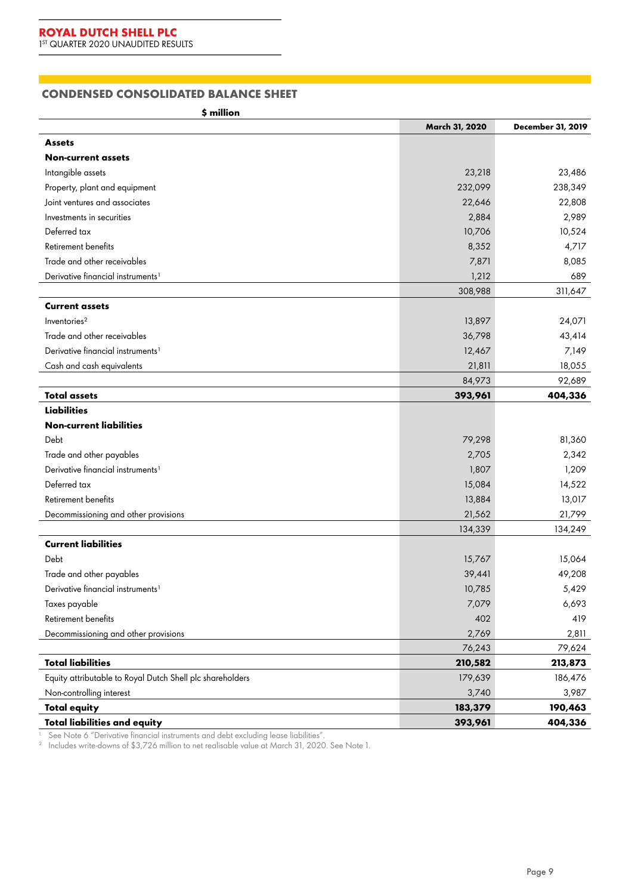## CONDENSED CONSOLIDATED BALANCE SHEET

| $ million | March 31, 2020 | December 31, 2019 |
|---|---|---|
| **Assets** | | |
| **Non-current assets** | | |
| Intangible assets | 23,218 | 23,486 |
| Property, plant and equipment | 232,099 | 238,349 |
| Joint ventures and associates | 22,646 | 22,808 |
| Investments in securities | 2,884 | 2,989 |
| Deferred tax | 10,706 | 10,524 |
| Retirement benefits | 8,352 | 4,717 |
| Trade and other receivables | 7,871 | 8,085 |
| Derivative financial instruments[1] | 1,212 | 689 |
| | 308,988 | 311,647 |
| **Current assets** | | |
| Inventories[2] | 13,897 | 24,071 |
| Trade and other receivables | 36,798 | 43,414 |
| Derivative financial instruments[1] | 12,467 | 7,149 |
| Cash and cash equivalents | 21,811 | 18,055 |
| | 84,973 | 92,689 |
| **Total assets** | **393,961** | **404,336** |
| **Liabilities** | | |
| **Non-current liabilities** | | |
| Debt | 79,298 | 81,360 |
| Trade and other payables | 2,705 | 2,342 |
| Derivative financial instruments[1] | 1,807 | 1,209 |
| Deferred tax | 15,084 | 14,522 |
| Retirement benefits | 13,884 | 13,017 |
| Decommissioning and other provisions | 21,562 | 21,799 |
| | 134,339 | 134,249 |
| **Current liabilities** | | |
| Debt | 15,767 | 15,064 |
| Trade and other payables | 39,441 | 49,208 |
| Derivative financial instruments[1] | 10,785 | 5,429 |
| Taxes payable | 7,079 | 6,693 |
| Retirement benefits | 402 | 419 |
| Decommissioning and other provisions | 2,769 | 2,811 |
| | 76,243 | 79,624 |
| **Total liabilities** | **210,582** | **213,873** |
| Equity attributable to Royal Dutch Shell plc shareholders | 179,639 | 186,476 |
| Non-controlling interest | 3,740 | 3,987 |
| **Total equity** | **183,379** | **190,463** |
| **Total liabilities and equity** | **393,961** | **404,336** |

1. See Note 6 "Derivative financial instruments and debt excluding lease liabilities".
2. Includes write-downs of $3,726 million to net realisable value at March 31, 2020. See Note 1.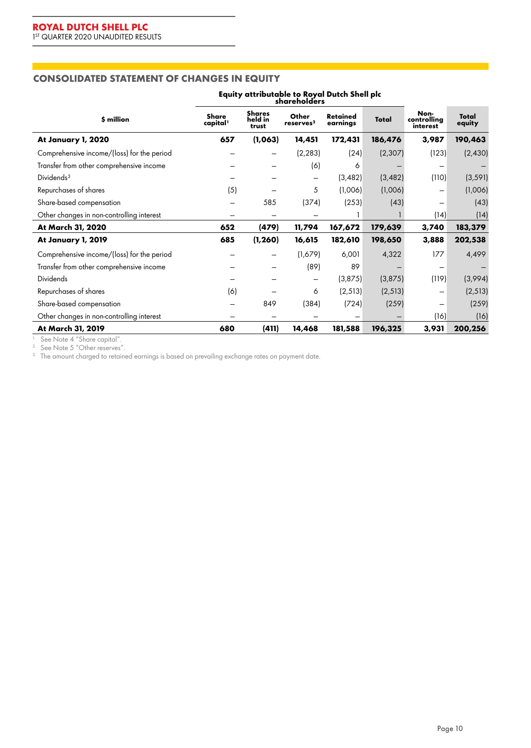## CONSOLIDATED STATEMENT OF CHANGES IN EQUITY

| $ million | Equity attributable to Royal Dutch Shell plc shareholders | | | | | | |
|---|---|---|---|---|---|---|---|
| | Share capital[1] | Shares held in trust | Other reserves[2] | Retained earnings | Total | Non-controlling interest | Total equity |
| **At January 1, 2020** | **657** | **(1,063)** | **14,451** | **172,431** | **186,476** | **3,987** | **190,463** |
| Comprehensive income/(loss) for the period | – | – | (2,283) | (24) | (2,307) | (123) | (2,430) |
| Transfer from other comprehensive income | – | – | (6) | 6 | – | – | – |
| Dividends[3] | – | – | – | (3,482) | (3,482) | (110) | (3,591) |
| Repurchases of shares | (5) | – | 5 | (1,006) | (1,006) | – | (1,006) |
| Share-based compensation | – | 585 | (374) | (253) | (43) | – | (43) |
| Other changes in non-controlling interest | – | – | – | 1 | 1 | (14) | (14) |
| **At March 31, 2020** | **652** | **(479)** | **11,794** | **167,672** | **179,639** | **3,740** | **183,379** |
| **At January 1, 2019** | **685** | **(1,260)** | **16,615** | **182,610** | **198,650** | **3,888** | **202,538** |
| Comprehensive income/(loss) for the period | – | – | (1,679) | 6,001 | 4,322 | 177 | 4,499 |
| Transfer from other comprehensive income | – | – | (89) | 89 | – | – | – |
| Dividends | – | – | – | (3,875) | (3,875) | (119) | (3,994) |
| Repurchases of shares | (6) | – | 6 | (2,513) | (2,513) | – | (2,513) |
| Share-based compensation | – | 849 | (384) | (724) | (259) | – | (259) |
| Other changes in non-controlling interest | – | – | – | – | – | (16) | (16) |
| **At March 31, 2019** | **680** | **(411)** | **14,468** | **181,588** | **196,325** | **3,931** | **200,256** |

1. See Note 4 "Share capital".
2. See Note 5 "Other reserves".
3. The amount charged to retained earnings is based on prevailing exchange rates on payment date.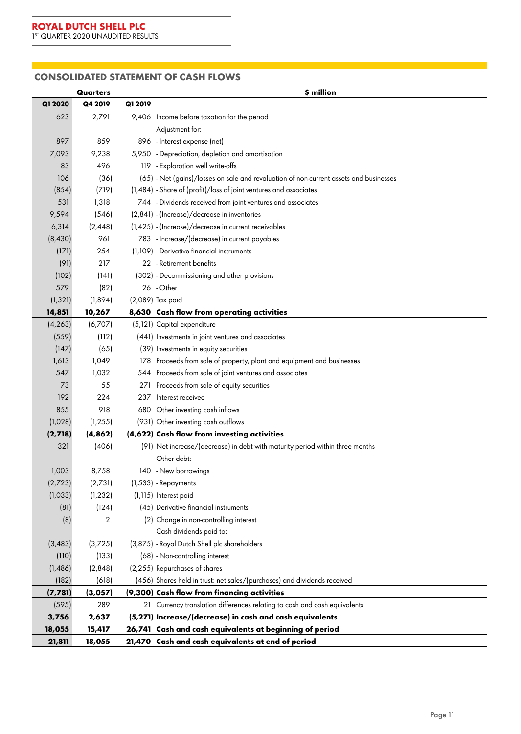## CONSOLIDATED STATEMENT OF CASH FLOWS

| Quarters | | | $ million |
|---|---|---|---|
| **Q1 2020** | **Q4 2019** | **Q1 2019** | |
| 623 | 2,791 | 9,406 | Income before taxation for the period |
| | | | Adjustment for: |
| 897 | 859 | 896 | - Interest expense (net) |
| 7,093 | 9,238 | 5,950 | - Depreciation, depletion and amortisation |
| 83 | 496 | 119 | - Exploration well write-offs |
| 106 | (36) | (65) | - Net (gains)/losses on sale and revaluation of non-current assets and businesses |
| (854) | (719) | (1,484) | - Share of (profit)/loss of joint ventures and associates |
| 531 | 1,318 | 744 | - Dividends received from joint ventures and associates |
| 9,594 | (546) | (2,841) | - (Increase)/decrease in inventories |
| 6,314 | (2,448) | (1,425) | - (Increase)/decrease in current receivables |
| (8,430) | 961 | 783 | - Increase/(decrease) in current payables |
| (171) | 254 | (1,109) | - Derivative financial instruments |
| (91) | 217 | 22 | - Retirement benefits |
| (102) | (141) | (302) | - Decommissioning and other provisions |
| 579 | (82) | 26 | - Other |
| (1,321) | (1,894) | (2,089) | Tax paid |
| **14,851** | **10,267** | **8,630** | **Cash flow from operating activities** |
| (4,263) | (6,707) | (5,121) | Capital expenditure |
| (559) | (112) | (441) | Investments in joint ventures and associates |
| (147) | (65) | (39) | Investments in equity securities |
| 1,613 | 1,049 | 178 | Proceeds from sale of property, plant and equipment and businesses |
| 547 | 1,032 | 544 | Proceeds from sale of joint ventures and associates |
| 73 | 55 | 271 | Proceeds from sale of equity securities |
| 192 | 224 | 237 | Interest received |
| 855 | 918 | 680 | Other investing cash inflows |
| (1,028) | (1,255) | (931) | Other investing cash outflows |
| **(2,718)** | **(4,862)** | **(4,622)** | **Cash flow from investing activities** |
| 321 | (406) | (91) | Net increase/(decrease) in debt with maturity period within three months |
| | | | Other debt: |
| 1,003 | 8,758 | 140 | - New borrowings |
| (2,723) | (2,731) | (1,533) | - Repayments |
| (1,033) | (1,232) | (1,115) | Interest paid |
| (81) | (124) | (45) | Derivative financial instruments |
| (8) | 2 | (2) | Change in non-controlling interest |
| | | | Cash dividends paid to: |
| (3,483) | (3,725) | (3,875) | - Royal Dutch Shell plc shareholders |
| (110) | (133) | (68) | - Non-controlling interest |
| (1,486) | (2,848) | (2,255) | Repurchases of shares |
| (182) | (618) | (456) | Shares held in trust: net sales/(purchases) and dividends received |
| **(7,781)** | **(3,057)** | **(9,300)** | **Cash flow from financing activities** |
| (595) | 289 | 21 | Currency translation differences relating to cash and cash equivalents |
| **3,756** | **2,637** | **(5,271)** | **Increase/(decrease) in cash and cash equivalents** |
| **18,055** | **15,417** | **26,741** | **Cash and cash equivalents at beginning of period** |
| **21,811** | **18,055** | **21,470** | **Cash and cash equivalents at end of period** |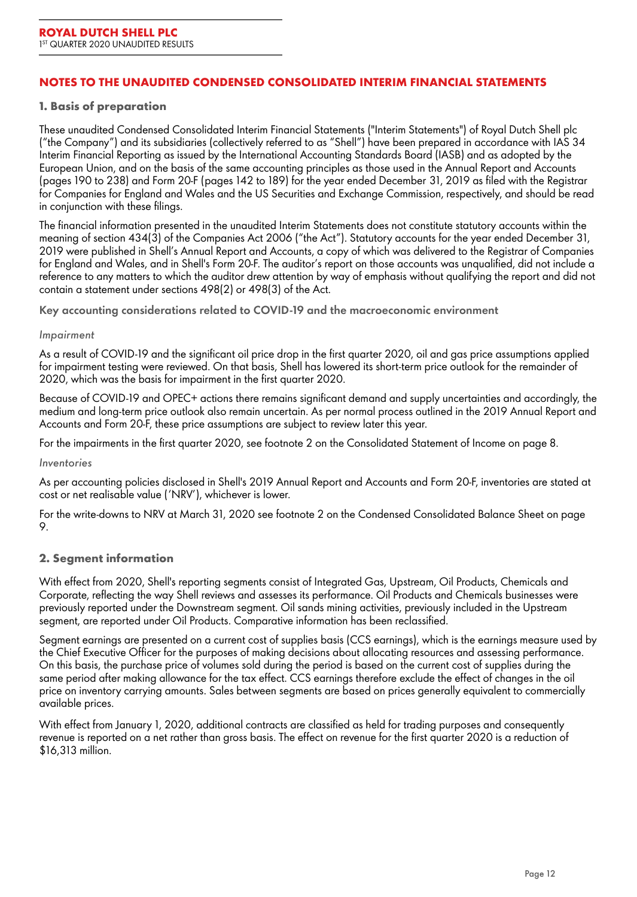## NOTES TO THE UNAUDITED CONDENSED CONSOLIDATED INTERIM FINANCIAL STATEMENTS

### 1. Basis of preparation

These unaudited Condensed Consolidated Interim Financial Statements ("Interim Statements") of Royal Dutch Shell plc ("the Company") and its subsidiaries (collectively referred to as "Shell") have been prepared in accordance with IAS 34 Interim Financial Reporting as issued by the International Accounting Standards Board (IASB) and as adopted by the European Union, and on the basis of the same accounting principles as those used in the Annual Report and Accounts (pages 190 to 238) and Form 20-F (pages 142 to 189) for the year ended December 31, 2019 as filed with the Registrar for Companies for England and Wales and the US Securities and Exchange Commission, respectively, and should be read in conjunction with these filings.

The financial information presented in the unaudited Interim Statements does not constitute statutory accounts within the meaning of section 434(3) of the Companies Act 2006 ("the Act"). Statutory accounts for the year ended December 31, 2019 were published in Shell's Annual Report and Accounts, a copy of which was delivered to the Registrar of Companies for England and Wales, and in Shell's Form 20-F. The auditor's report on those accounts was unqualified, did not include a reference to any matters to which the auditor drew attention by way of emphasis without qualifying the report and did not contain a statement under sections 498(2) or 498(3) of the Act.

#### Key accounting considerations related to COVID-19 and the macroeconomic environment

*Impairment*

As a result of COVID-19 and the significant oil price drop in the first quarter 2020, oil and gas price assumptions applied for impairment testing were reviewed. On that basis, Shell has lowered its short-term price outlook for the remainder of 2020, which was the basis for impairment in the first quarter 2020.

Because of COVID-19 and OPEC+ actions there remains significant demand and supply uncertainties and accordingly, the medium and long-term price outlook also remain uncertain. As per normal process outlined in the 2019 Annual Report and Accounts and Form 20-F, these price assumptions are subject to review later this year.

For the impairments in the first quarter 2020, see footnote 2 on the Consolidated Statement of Income on page 8.

*Inventories*

As per accounting policies disclosed in Shell's 2019 Annual Report and Accounts and Form 20-F, inventories are stated at cost or net realisable value ('NRV'), whichever is lower.

For the write-downs to NRV at March 31, 2020 see footnote 2 on the Condensed Consolidated Balance Sheet on page 9.

### 2. Segment information

With effect from 2020, Shell's reporting segments consist of Integrated Gas, Upstream, Oil Products, Chemicals and Corporate, reflecting the way Shell reviews and assesses its performance. Oil Products and Chemicals businesses were previously reported under the Downstream segment. Oil sands mining activities, previously included in the Upstream segment, are reported under Oil Products. Comparative information has been reclassified.

Segment earnings are presented on a current cost of supplies basis (CCS earnings), which is the earnings measure used by the Chief Executive Officer for the purposes of making decisions about allocating resources and assessing performance. On this basis, the purchase price of volumes sold during the period is based on the current cost of supplies during the same period after making allowance for the tax effect. CCS earnings therefore exclude the effect of changes in the oil price on inventory carrying amounts. Sales between segments are based on prices generally equivalent to commercially available prices.

With effect from January 1, 2020, additional contracts are classified as held for trading purposes and consequently revenue is reported on a net rather than gross basis. The effect on revenue for the first quarter 2020 is a reduction of $16,313 million.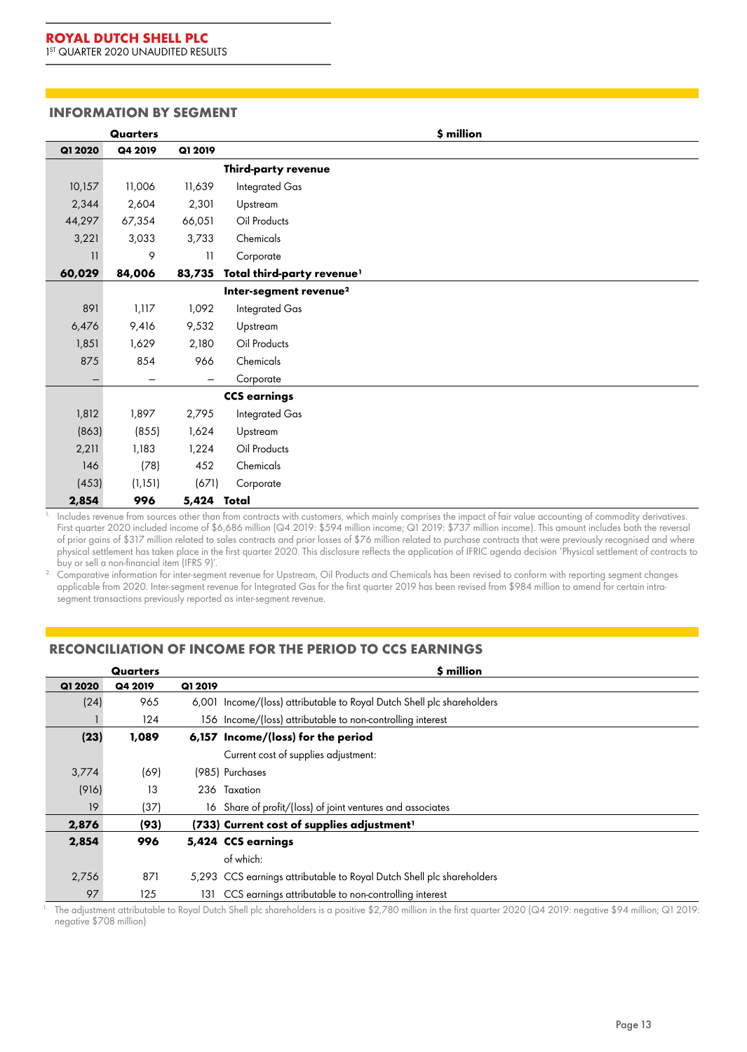## INFORMATION BY SEGMENT

| Quarters | | | $ million |
|---|---|---|---|
| **Q1 2020** | **Q4 2019** | **Q1 2019** | |
| | | | **Third-party revenue** |
| 10,157 | 11,006 | 11,639 | Integrated Gas |
| 2,344 | 2,604 | 2,301 | Upstream |
| 44,297 | 67,354 | 66,051 | Oil Products |
| 3,221 | 3,033 | 3,733 | Chemicals |
| 11 | 9 | 11 | Corporate |
| **60,029** | **84,006** | **83,735** | **Total third-party revenue**[1] |
| | | | **Inter-segment revenue**[2] |
| 891 | 1,117 | 1,092 | Integrated Gas |
| 6,476 | 9,416 | 9,532 | Upstream |
| 1,851 | 1,629 | 2,180 | Oil Products |
| 875 | 854 | 966 | Chemicals |
| – | – | – | Corporate |
| | | | **CCS earnings** |
| 1,812 | 1,897 | 2,795 | Integrated Gas |
| (863) | (855) | 1,624 | Upstream |
| 2,211 | 1,183 | 1,224 | Oil Products |
| 146 | (78) | 452 | Chemicals |
| (453) | (1,151) | (671) | Corporate |
| **2,854** | **996** | **5,424** | **Total** |

1. Includes revenue from sources other than from contracts with customers, which mainly comprises the impact of fair value accounting of commodity derivatives. First quarter 2020 included income of $6,686 million (Q4 2019: $594 million income; Q1 2019: $737 million income). This amount includes both the reversal of prior gains of $317 million related to sales contracts and prior losses of $76 million related to purchase contracts that were previously recognised and where physical settlement has taken place in the first quarter 2020. This disclosure reflects the application of IFRIC agenda decision 'Physical settlement of contracts to buy or sell a non-financial item (IFRS 9)'.

2. Comparative information for inter-segment revenue for Upstream, Oil Products and Chemicals has been revised to conform with reporting segment changes applicable from 2020. Inter-segment revenue for Integrated Gas for the first quarter 2019 has been revised from $984 million to amend for certain intra-segment transactions previously reported as inter-segment revenue.

## RECONCILIATION OF INCOME FOR THE PERIOD TO CCS EARNINGS

| Quarters | | | $ million |
|---|---|---|---|
| **Q1 2020** | **Q4 2019** | **Q1 2019** | |
| (24) | 965 | 6,001 | Income/(loss) attributable to Royal Dutch Shell plc shareholders |
| 1 | 124 | 156 | Income/(loss) attributable to non-controlling interest |
| **(23)** | **1,089** | **6,157** | **Income/(loss) for the period** |
| | | | Current cost of supplies adjustment: |
| 3,774 | (69) | (985) | Purchases |
| (916) | 13 | 236 | Taxation |
| 19 | (37) | 16 | Share of profit/(loss) of joint ventures and associates |
| **2,876** | **(93)** | **(733)** | **Current cost of supplies adjustment**[1] |
| **2,854** | **996** | **5,424** | **CCS earnings** |
| | | | of which: |
| 2,756 | 871 | 5,293 | CCS earnings attributable to Royal Dutch Shell plc shareholders |
| 97 | 125 | 131 | CCS earnings attributable to non-controlling interest |

1. The adjustment attributable to Royal Dutch Shell plc shareholders is a positive $2,780 million in the first quarter 2020 (Q4 2019: negative $94 million; Q1 2019: negative $708 million)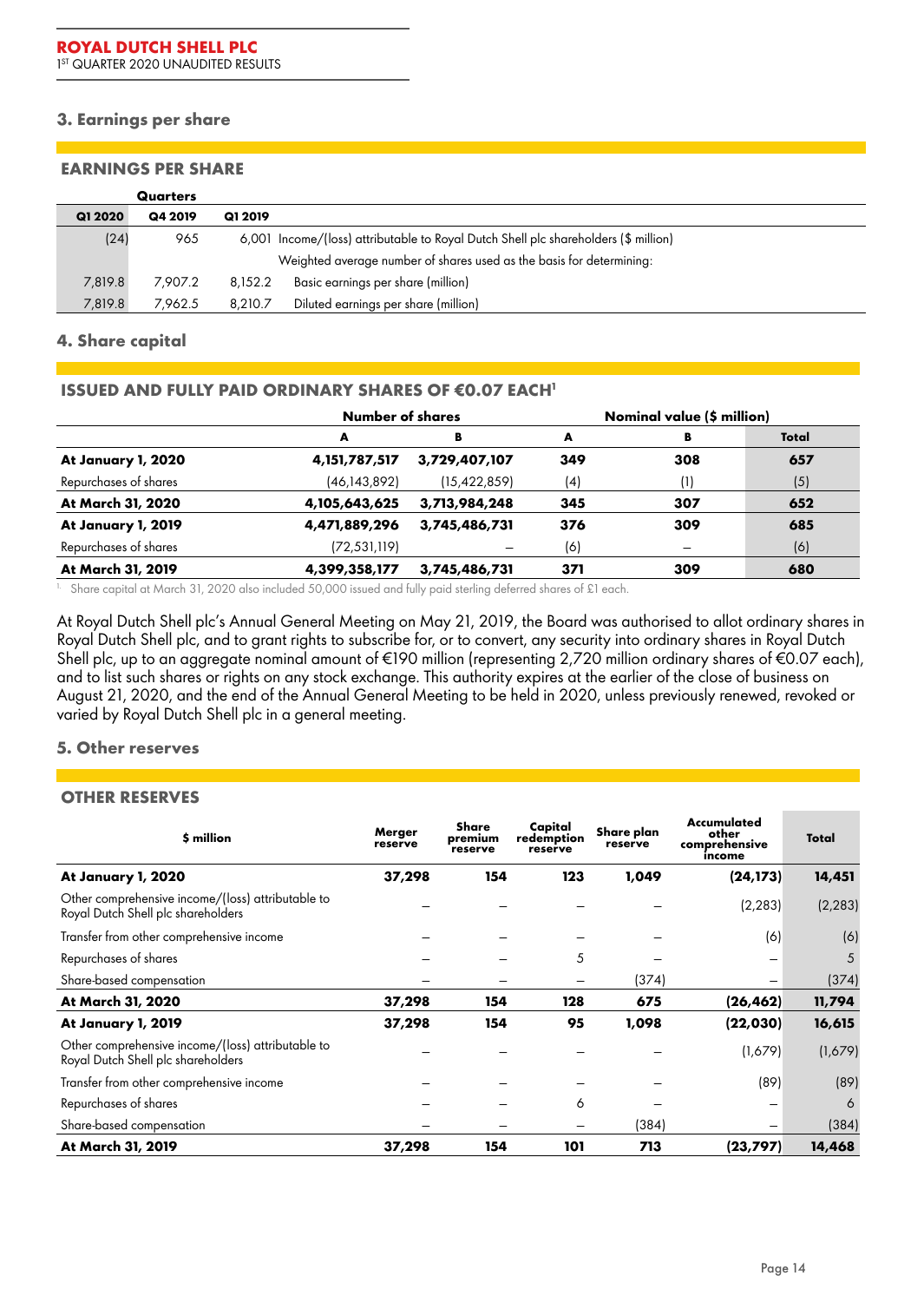## 3. Earnings per share

### EARNINGS PER SHARE

| Quarters | | | |
|---|---|---|---|
| **Q1 2020** | **Q4 2019** | **Q1 2019** | |
| (24) | 965 | 6,001 | Income/(loss) attributable to Royal Dutch Shell plc shareholders ($ million) |
| | | | Weighted average number of shares used as the basis for determining: |
| 7,819.8 | 7,907.2 | 8,152.2 | Basic earnings per share (million) |
| 7,819.8 | 7,962.5 | 8,210.7 | Diluted earnings per share (million) |

## 4. Share capital

### ISSUED AND FULLY PAID ORDINARY SHARES OF €0.07 EACH[1]

| | Number of shares | | Nominal value ($ million) | | |
|---|---|---|---|---|---|
| | **A** | **B** | **A** | **B** | **Total** |
| **At January 1, 2020** | **4,151,787,517** | **3,729,407,107** | **349** | **308** | **657** |
| Repurchases of shares | (46,143,892) | (15,422,859) | (4) | (1) | (5) |
| **At March 31, 2020** | **4,105,643,625** | **3,713,984,248** | **345** | **307** | **652** |
| **At January 1, 2019** | **4,471,889,296** | **3,745,486,731** | **376** | **309** | **685** |
| Repurchases of shares | (72,531,119) | – | (6) | – | (6) |
| **At March 31, 2019** | **4,399,358,177** | **3,745,486,731** | **371** | **309** | **680** |

1. Share capital at March 31, 2020 also included 50,000 issued and fully paid sterling deferred shares of £1 each.

At Royal Dutch Shell plc's Annual General Meeting on May 21, 2019, the Board was authorised to allot ordinary shares in Royal Dutch Shell plc, and to grant rights to subscribe for, or to convert, any security into ordinary shares in Royal Dutch Shell plc, up to an aggregate nominal amount of €190 million (representing 2,720 million ordinary shares of €0.07 each), and to list such shares or rights on any stock exchange. This authority expires at the earlier of the close of business on August 21, 2020, and the end of the Annual General Meeting to be held in 2020, unless previously renewed, revoked or varied by Royal Dutch Shell plc in a general meeting.

## 5. Other reserves

### OTHER RESERVES

| $ million | Merger reserve | Share premium reserve | Capital redemption reserve | Share plan reserve | Accumulated other comprehensive income | Total |
|---|---|---|---|---|---|---|
| **At January 1, 2020** | **37,298** | **154** | **123** | **1,049** | **(24,173)** | **14,451** |
| Other comprehensive income/(loss) attributable to Royal Dutch Shell plc shareholders | – | – | – | – | (2,283) | (2,283) |
| Transfer from other comprehensive income | – | – | – | – | (6) | (6) |
| Repurchases of shares | – | – | 5 | – | – | 5 |
| Share-based compensation | – | – | – | (374) | – | (374) |
| **At March 31, 2020** | **37,298** | **154** | **128** | **675** | **(26,462)** | **11,794** |
| **At January 1, 2019** | **37,298** | **154** | **95** | **1,098** | **(22,030)** | **16,615** |
| Other comprehensive income/(loss) attributable to Royal Dutch Shell plc shareholders | – | – | – | – | (1,679) | (1,679) |
| Transfer from other comprehensive income | – | – | – | – | (89) | (89) |
| Repurchases of shares | – | – | 6 | – | – | 6 |
| Share-based compensation | – | – | – | (384) | – | (384) |
| **At March 31, 2019** | **37,298** | **154** | **101** | **713** | **(23,797)** | **14,468** |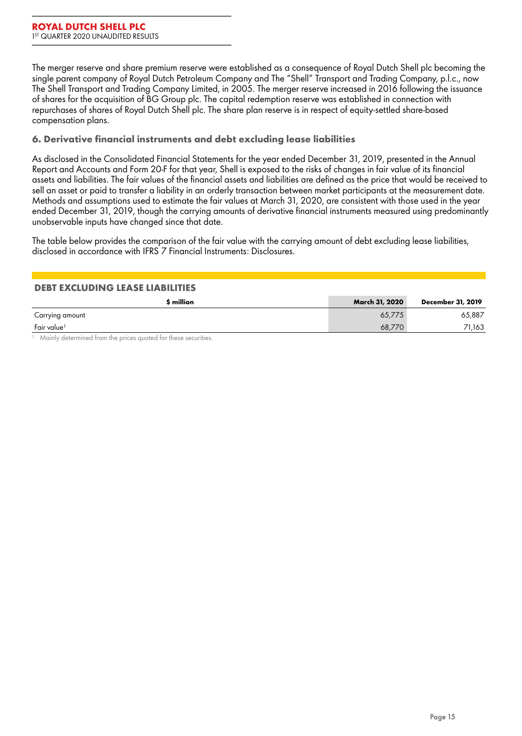The merger reserve and share premium reserve were established as a consequence of Royal Dutch Shell plc becoming the single parent company of Royal Dutch Petroleum Company and The "Shell" Transport and Trading Company, p.l.c., now The Shell Transport and Trading Company Limited, in 2005. The merger reserve increased in 2016 following the issuance of shares for the acquisition of BG Group plc. The capital redemption reserve was established in connection with repurchases of shares of Royal Dutch Shell plc. The share plan reserve is in respect of equity-settled share-based compensation plans.

### 6. Derivative financial instruments and debt excluding lease liabilities

As disclosed in the Consolidated Financial Statements for the year ended December 31, 2019, presented in the Annual Report and Accounts and Form 20-F for that year, Shell is exposed to the risks of changes in fair value of its financial assets and liabilities. The fair values of the financial assets and liabilities are defined as the price that would be received to sell an asset or paid to transfer a liability in an orderly transaction between market participants at the measurement date. Methods and assumptions used to estimate the fair values at March 31, 2020, are consistent with those used in the year ended December 31, 2019, though the carrying amounts of derivative financial instruments measured using predominantly unobservable inputs have changed since that date.

The table below provides the comparison of the fair value with the carrying amount of debt excluding lease liabilities, disclosed in accordance with IFRS 7 Financial Instruments: Disclosures.

**DEBT EXCLUDING LEASE LIABILITIES**

| $ million | March 31, 2020 | December 31, 2019 |
|---|---|---|
| Carrying amount | 65,775 | 65,887 |
| Fair value[1] | 68,770 | 71,163 |

1. Mainly determined from the prices quoted for these securities.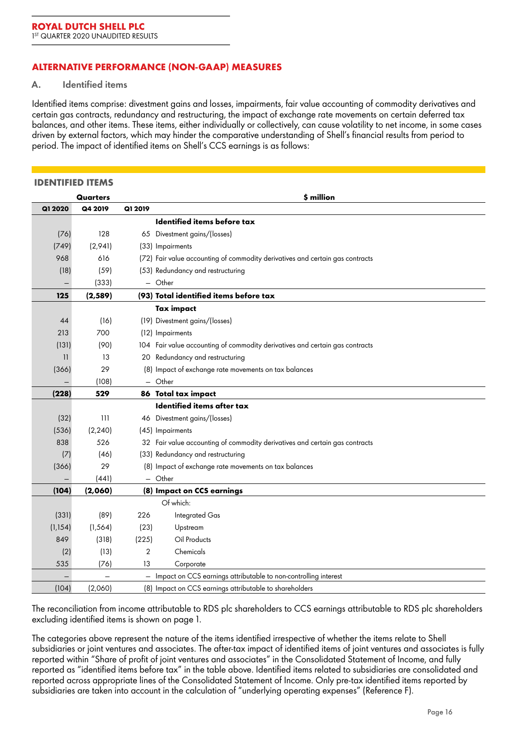## ALTERNATIVE PERFORMANCE (NON-GAAP) MEASURES

### A. Identified items

Identified items comprise: divestment gains and losses, impairments, fair value accounting of commodity derivatives and certain gas contracts, redundancy and restructuring, the impact of exchange rate movements on certain deferred tax balances, and other items. These items, either individually or collectively, can cause volatility to net income, in some cases driven by external factors, which may hinder the comparative understanding of Shell's financial results from period to period. The impact of identified items on Shell's CCS earnings is as follows:

**IDENTIFIED ITEMS**

| Quarters | | | $ million |
|---|---|---|---|
| **Q1 2020** | **Q4 2019** | **Q1 2019** | |
| | | | **Identified items before tax** |
| (76) | 128 | 65 | Divestment gains/(losses) |
| (749) | (2,941) | (33) | Impairments |
| 968 | 616 | (72) | Fair value accounting of commodity derivatives and certain gas contracts |
| (18) | (59) | (53) | Redundancy and restructuring |
| – | (333) | – | Other |
| **125** | **(2,589)** | **(93)** | **Total identified items before tax** |
| | | | **Tax impact** |
| 44 | (16) | (19) | Divestment gains/(losses) |
| 213 | 700 | (12) | Impairments |
| (131) | (90) | 104 | Fair value accounting of commodity derivatives and certain gas contracts |
| 11 | 13 | 20 | Redundancy and restructuring |
| (366) | 29 | (8) | Impact of exchange rate movements on tax balances |
| – | (108) | – | Other |
| **(228)** | **529** | **86** | **Total tax impact** |
| | | | **Identified items after tax** |
| (32) | 111 | 46 | Divestment gains/(losses) |
| (536) | (2,240) | (45) | Impairments |
| 838 | 526 | 32 | Fair value accounting of commodity derivatives and certain gas contracts |
| (7) | (46) | (33) | Redundancy and restructuring |
| (366) | 29 | (8) | Impact of exchange rate movements on tax balances |
| – | (441) | – | Other |
| **(104)** | **(2,060)** | **(8)** | **Impact on CCS earnings** |
| | | | Of which: |
| (331) | (89) | 226 | Integrated Gas |
| (1,154) | (1,564) | (23) | Upstream |
| 849 | (318) | (225) | Oil Products |
| (2) | (13) | 2 | Chemicals |
| 535 | (76) | 13 | Corporate |
| – | – | – | Impact on CCS earnings attributable to non-controlling interest |
| (104) | (2,060) | (8) | Impact on CCS earnings attributable to shareholders |

The reconciliation from income attributable to RDS plc shareholders to CCS earnings attributable to RDS plc shareholders excluding identified items is shown on page 1.

The categories above represent the nature of the items identified irrespective of whether the items relate to Shell subsidiaries or joint ventures and associates. The after-tax impact of identified items of joint ventures and associates is fully reported within "Share of profit of joint ventures and associates" in the Consolidated Statement of Income, and fully reported as "identified items before tax" in the table above. Identified items related to subsidiaries are consolidated and reported across appropriate lines of the Consolidated Statement of Income. Only pre-tax identified items reported by subsidiaries are taken into account in the calculation of "underlying operating expenses" (Reference F).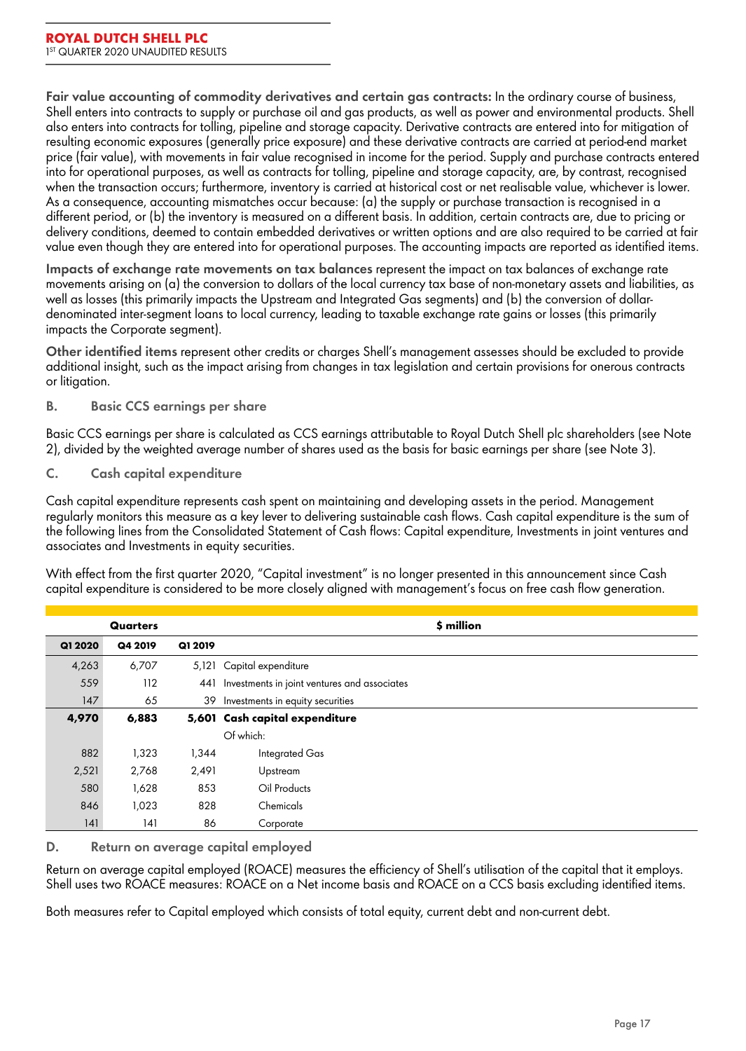**Fair value accounting of commodity derivatives and certain gas contracts:** In the ordinary course of business, Shell enters into contracts to supply or purchase oil and gas products, as well as power and environmental products. Shell also enters into contracts for tolling, pipeline and storage capacity. Derivative contracts are entered into for mitigation of resulting economic exposures (generally price exposure) and these derivative contracts are carried at period-end market price (fair value), with movements in fair value recognised in income for the period. Supply and purchase contracts entered into for operational purposes, as well as contracts for tolling, pipeline and storage capacity, are, by contrast, recognised when the transaction occurs; furthermore, inventory is carried at historical cost or net realisable value, whichever is lower. As a consequence, accounting mismatches occur because: (a) the supply or purchase transaction is recognised in a different period, or (b) the inventory is measured on a different basis. In addition, certain contracts are, due to pricing or delivery conditions, deemed to contain embedded derivatives or written options and are also required to be carried at fair value even though they are entered into for operational purposes. The accounting impacts are reported as identified items.

**Impacts of exchange rate movements on tax balances** represent the impact on tax balances of exchange rate movements arising on (a) the conversion to dollars of the local currency tax base of non-monetary assets and liabilities, as well as losses (this primarily impacts the Upstream and Integrated Gas segments) and (b) the conversion of dollar-denominated inter-segment loans to local currency, leading to taxable exchange rate gains or losses (this primarily impacts the Corporate segment).

**Other identified items** represent other credits or charges Shell's management assesses should be excluded to provide additional insight, such as the impact arising from changes in tax legislation and certain provisions for onerous contracts or litigation.

## B. Basic CCS earnings per share

Basic CCS earnings per share is calculated as CCS earnings attributable to Royal Dutch Shell plc shareholders (see Note 2), divided by the weighted average number of shares used as the basis for basic earnings per share (see Note 3).

## C. Cash capital expenditure

Cash capital expenditure represents cash spent on maintaining and developing assets in the period. Management regularly monitors this measure as a key lever to delivering sustainable cash flows. Cash capital expenditure is the sum of the following lines from the Consolidated Statement of Cash flows: Capital expenditure, Investments in joint ventures and associates and Investments in equity securities.

With effect from the first quarter 2020, "Capital investment" is no longer presented in this announcement since Cash capital expenditure is considered to be more closely aligned with management's focus on free cash flow generation.

| Quarters | | | $ million |
|---|---|---|---|
| **Q1 2020** | **Q4 2019** | **Q1 2019** | |
| 4,263 | 6,707 | 5,121 | Capital expenditure |
| 559 | 112 | 441 | Investments in joint ventures and associates |
| 147 | 65 | 39 | Investments in equity securities |
| **4,970** | **6,883** | **5,601** | **Cash capital expenditure** |
| | | | Of which: |
| 882 | 1,323 | 1,344 | Integrated Gas |
| 2,521 | 2,768 | 2,491 | Upstream |
| 580 | 1,628 | 853 | Oil Products |
| 846 | 1,023 | 828 | Chemicals |
| 141 | 141 | 86 | Corporate |

## D. Return on average capital employed

Return on average capital employed (ROACE) measures the efficiency of Shell's utilisation of the capital that it employs. Shell uses two ROACE measures: ROACE on a Net income basis and ROACE on a CCS basis excluding identified items.

Both measures refer to Capital employed which consists of total equity, current debt and non-current debt.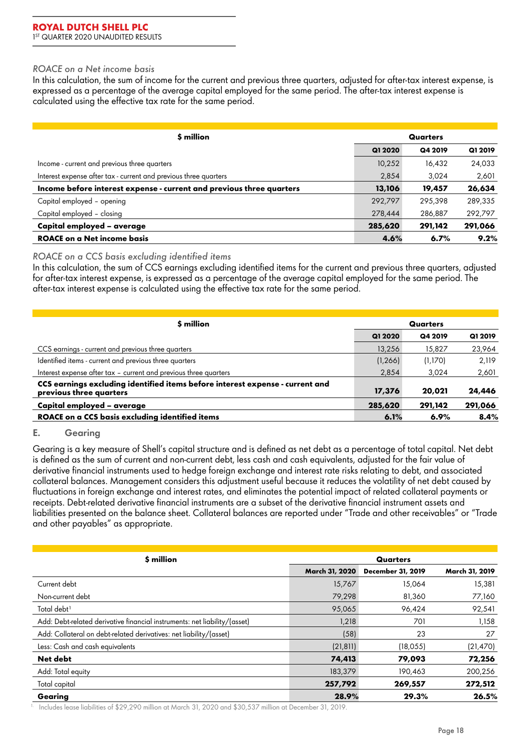*ROACE on a Net income basis*

In this calculation, the sum of income for the current and previous three quarters, adjusted for after-tax interest expense, is expressed as a percentage of the average capital employed for the same period. The after-tax interest expense is calculated using the effective tax rate for the same period.

| $ million | Quarters | | |
|---|---|---|---|
| | Q1 2020 | Q4 2019 | Q1 2019 |
| Income - current and previous three quarters | 10,252 | 16,432 | 24,033 |
| Interest expense after tax - current and previous three quarters | 2,854 | 3,024 | 2,601 |
| **Income before interest expense - current and previous three quarters** | **13,106** | **19,457** | **26,634** |
| Capital employed – opening | 292,797 | 295,398 | 289,335 |
| Capital employed – closing | 278,444 | 286,887 | 292,797 |
| **Capital employed – average** | **285,620** | **291,142** | **291,066** |
| **ROACE on a Net income basis** | **4.6%** | **6.7%** | **9.2%** |

*ROACE on a CCS basis excluding identified items*

In this calculation, the sum of CCS earnings excluding identified items for the current and previous three quarters, adjusted for after-tax interest expense, is expressed as a percentage of the average capital employed for the same period. The after-tax interest expense is calculated using the effective tax rate for the same period.

| $ million | Quarters | | |
|---|---|---|---|
| | Q1 2020 | Q4 2019 | Q1 2019 |
| CCS earnings - current and previous three quarters | 13,256 | 15,827 | 23,964 |
| Identified items - current and previous three quarters | (1,266) | (1,170) | 2,119 |
| Interest expense after tax – current and previous three quarters | 2,854 | 3,024 | 2,601 |
| **CCS earnings excluding identified items before interest expense - current and previous three quarters** | **17,376** | **20,021** | **24,446** |
| **Capital employed – average** | **285,620** | **291,142** | **291,066** |
| **ROACE on a CCS basis excluding identified items** | **6.1%** | **6.9%** | **8.4%** |

## E. Gearing

Gearing is a key measure of Shell's capital structure and is defined as net debt as a percentage of total capital. Net debt is defined as the sum of current and non-current debt, less cash and cash equivalents, adjusted for the fair value of derivative financial instruments used to hedge foreign exchange and interest rate risks relating to debt, and associated collateral balances. Management considers this adjustment useful because it reduces the volatility of net debt caused by fluctuations in foreign exchange and interest rates, and eliminates the potential impact of related collateral payments or receipts. Debt-related derivative financial instruments are a subset of the derivative financial instrument assets and liabilities presented on the balance sheet. Collateral balances are reported under "Trade and other receivables" or "Trade and other payables" as appropriate.

| $ million | Quarters | | |
|---|---|---|---|
| | March 31, 2020 | December 31, 2019 | March 31, 2019 |
| Current debt | 15,767 | 15,064 | 15,381 |
| Non-current debt | 79,298 | 81,360 | 77,160 |
| Total debt[1] | 95,065 | 96,424 | 92,541 |
| Add: Debt-related derivative financial instruments: net liability/(asset) | 1,218 | 701 | 1,158 |
| Add: Collateral on debt-related derivatives: net liability/(asset) | (58) | 23 | 27 |
| Less: Cash and cash equivalents | (21,811) | (18,055) | (21,470) |
| **Net debt** | **74,413** | **79,093** | **72,256** |
| Add: Total equity | 183,379 | 190,463 | 200,256 |
| Total capital | **257,792** | **269,557** | **272,512** |
| **Gearing** | **28.9%** | **29.3%** | **26.5%** |

[1] Includes lease liabilities of $29,290 million at March 31, 2020 and $30,537 million at December 31, 2019.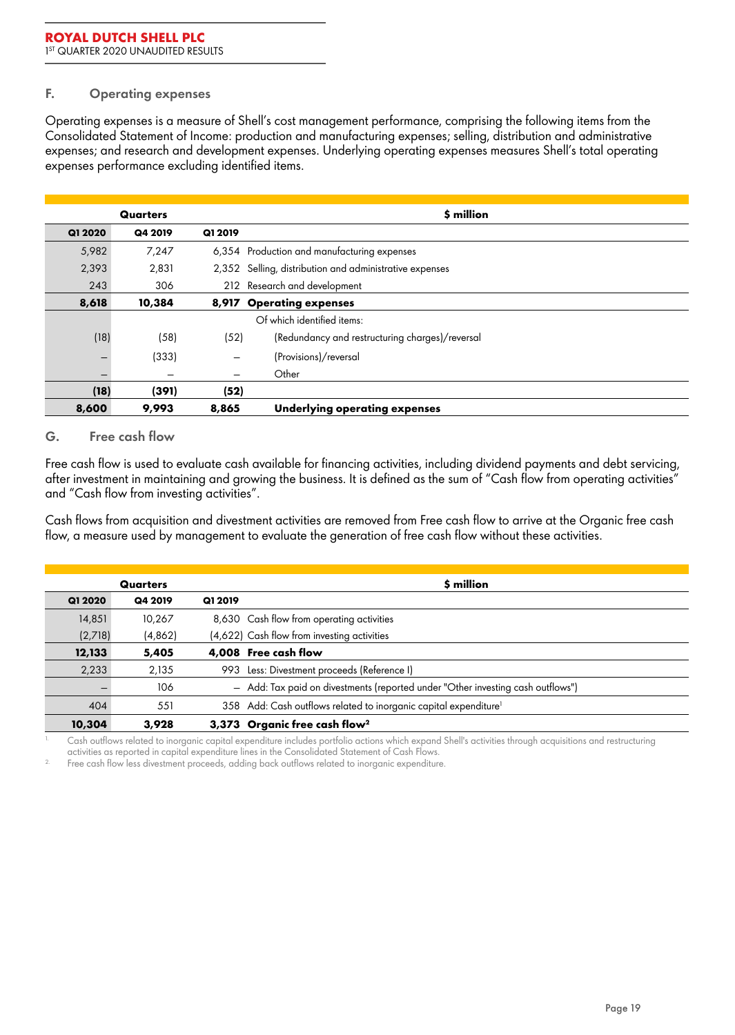## F. Operating expenses

Operating expenses is a measure of Shell's cost management performance, comprising the following items from the Consolidated Statement of Income: production and manufacturing expenses; selling, distribution and administrative expenses; and research and development expenses. Underlying operating expenses measures Shell's total operating expenses performance excluding identified items.

| Quarters | | | $ million |
|---|---|---|---|
| **Q1 2020** | **Q4 2019** | **Q1 2019** | |
| 5,982 | 7,247 | 6,354 | Production and manufacturing expenses |
| 2,393 | 2,831 | 2,352 | Selling, distribution and administrative expenses |
| 243 | 306 | 212 | Research and development |
| **8,618** | **10,384** | **8,917** | **Operating expenses** |
| | | | Of which identified items: |
| (18) | (58) | (52) | (Redundancy and restructuring charges)/reversal |
| – | (333) | – | (Provisions)/reversal |
| – | – | – | Other |
| **(18)** | **(391)** | **(52)** | |
| **8,600** | **9,993** | **8,865** | **Underlying operating expenses** |

## G. Free cash flow

Free cash flow is used to evaluate cash available for financing activities, including dividend payments and debt servicing, after investment in maintaining and growing the business. It is defined as the sum of "Cash flow from operating activities" and "Cash flow from investing activities".

Cash flows from acquisition and divestment activities are removed from Free cash flow to arrive at the Organic free cash flow, a measure used by management to evaluate the generation of free cash flow without these activities.

| Quarters | | | $ million |
|---|---|---|---|
| **Q1 2020** | **Q4 2019** | **Q1 2019** | |
| 14,851 | 10,267 | 8,630 | Cash flow from operating activities |
| (2,718) | (4,862) | (4,622) | Cash flow from investing activities |
| **12,133** | **5,405** | **4,008** | **Free cash flow** |
| 2,233 | 2,135 | 993 | Less: Divestment proceeds (Reference I) |
| – | 106 | – | Add: Tax paid on divestments (reported under "Other investing cash outflows") |
| 404 | 551 | 358 | Add: Cash outflows related to inorganic capital expenditure[1] |
| **10,304** | **3,928** | **3,373** | **Organic free cash flow[2]** |

1. Cash outflows related to inorganic capital expenditure includes portfolio actions which expand Shell's activities through acquisitions and restructuring activities as reported in capital expenditure lines in the Consolidated Statement of Cash Flows.
2. Free cash flow less divestment proceeds, adding back outflows related to inorganic expenditure.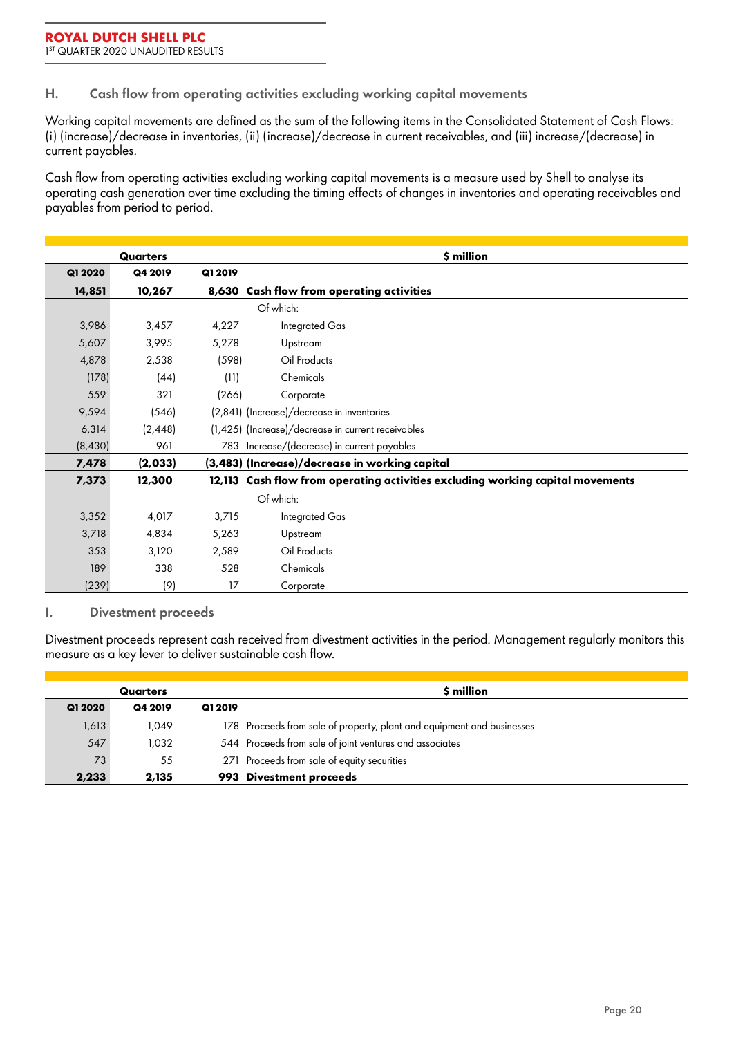## H. Cash flow from operating activities excluding working capital movements

Working capital movements are defined as the sum of the following items in the Consolidated Statement of Cash Flows: (i) (increase)/decrease in inventories, (ii) (increase)/decrease in current receivables, and (iii) increase/(decrease) in current payables.

Cash flow from operating activities excluding working capital movements is a measure used by Shell to analyse its operating cash generation over time excluding the timing effects of changes in inventories and operating receivables and payables from period to period.

| Quarters | | | $ million |
|---|---|---|---|
| **Q1 2020** | **Q4 2019** | **Q1 2019** | |
| **14,851** | **10,267** | **8,630** | **Cash flow from operating activities** |
| | | | Of which: |
| 3,986 | 3,457 | 4,227 | Integrated Gas |
| 5,607 | 3,995 | 5,278 | Upstream |
| 4,878 | 2,538 | (598) | Oil Products |
| (178) | (44) | (11) | Chemicals |
| 559 | 321 | (266) | Corporate |
| 9,594 | (546) | (2,841) | (Increase)/decrease in inventories |
| 6,314 | (2,448) | (1,425) | (Increase)/decrease in current receivables |
| (8,430) | 961 | 783 | Increase/(decrease) in current payables |
| **7,478** | **(2,033)** | **(3,483)** | **(Increase)/decrease in working capital** |
| **7,373** | **12,300** | **12,113** | **Cash flow from operating activities excluding working capital movements** |
| | | | Of which: |
| 3,352 | 4,017 | 3,715 | Integrated Gas |
| 3,718 | 4,834 | 5,263 | Upstream |
| 353 | 3,120 | 2,589 | Oil Products |
| 189 | 338 | 528 | Chemicals |
| (239) | (9) | 17 | Corporate |

## I. Divestment proceeds

Divestment proceeds represent cash received from divestment activities in the period. Management regularly monitors this measure as a key lever to deliver sustainable cash flow.

| Quarters | | | $ million |
|---|---|---|---|
| **Q1 2020** | **Q4 2019** | **Q1 2019** | |
| 1,613 | 1,049 | 178 | Proceeds from sale of property, plant and equipment and businesses |
| 547 | 1,032 | 544 | Proceeds from sale of joint ventures and associates |
| 73 | 55 | 271 | Proceeds from sale of equity securities |
| **2,233** | **2,135** | **993** | **Divestment proceeds** |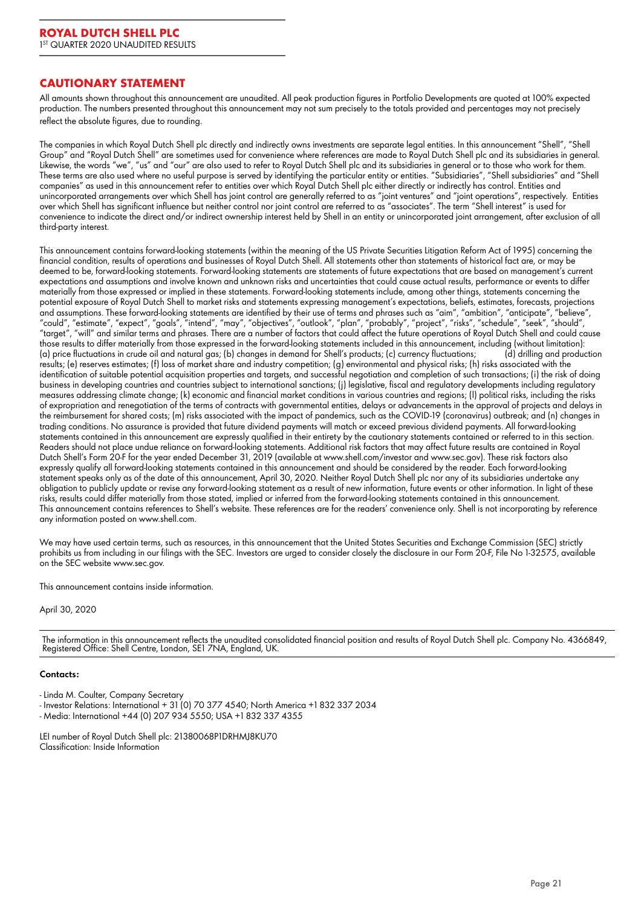## CAUTIONARY STATEMENT

All amounts shown throughout this announcement are unaudited. All peak production figures in Portfolio Developments are quoted at 100% expected production. The numbers presented throughout this announcement may not sum precisely to the totals provided and percentages may not precisely reflect the absolute figures, due to rounding.

The companies in which Royal Dutch Shell plc directly and indirectly owns investments are separate legal entities. In this announcement "Shell", "Shell Group" and "Royal Dutch Shell" are sometimes used for convenience where references are made to Royal Dutch Shell plc and its subsidiaries in general. Likewise, the words "we", "us" and "our" are also used to refer to Royal Dutch Shell plc and its subsidiaries in general or to those who work for them. These terms are also used where no useful purpose is served by identifying the particular entity or entities. "Subsidiaries", "Shell subsidiaries" and "Shell companies" as used in this announcement refer to entities over which Royal Dutch Shell plc either directly or indirectly has control. Entities and unincorporated arrangements over which Shell has joint control are generally referred to as "joint ventures" and "joint operations", respectively. Entities over which Shell has significant influence but neither control nor joint control are referred to as "associates". The term "Shell interest" is used for convenience to indicate the direct and/or indirect ownership interest held by Shell in an entity or unincorporated joint arrangement, after exclusion of all third-party interest.

This announcement contains forward-looking statements (within the meaning of the US Private Securities Litigation Reform Act of 1995) concerning the financial condition, results of operations and businesses of Royal Dutch Shell. All statements other than statements of historical fact are, or may be deemed to be, forward-looking statements. Forward-looking statements are statements of future expectations that are based on management's current expectations and assumptions and involve known and unknown risks and uncertainties that could cause actual results, performance or events to differ materially from those expressed or implied in these statements. Forward-looking statements include, among other things, statements concerning the potential exposure of Royal Dutch Shell to market risks and statements expressing management's expectations, beliefs, estimates, forecasts, projections and assumptions. These forward-looking statements are identified by their use of terms and phrases such as "aim", "ambition", "anticipate", "believe", "could", "estimate", "expect", "goals", "intend", "may", "objectives", "outlook", "plan", "probably", "project", "risks", "schedule", "seek", "should", "target", "will" and similar terms and phrases. There are a number of factors that could affect the future operations of Royal Dutch Shell and could cause those results to differ materially from those expressed in the forward-looking statements included in this announcement, including (without limitation): (a) price fluctuations in crude oil and natural gas; (b) changes in demand for Shell's products; (c) currency fluctuations; (d) drilling and production results; (e) reserves estimates; (f) loss of market share and industry competition; (g) environmental and physical risks; (h) risks associated with the identification of suitable potential acquisition properties and targets, and successful negotiation and completion of such transactions; (i) the risk of doing business in developing countries and countries subject to international sanctions; (j) legislative, fiscal and regulatory developments including regulatory measures addressing climate change; (k) economic and financial market conditions in various countries and regions; (l) political risks, including the risks of expropriation and renegotiation of the terms of contracts with governmental entities, delays or advancements in the approval of projects and delays in the reimbursement for shared costs; (m) risks associated with the impact of pandemics, such as the COVID-19 (coronavirus) outbreak; and (n) changes in trading conditions. No assurance is provided that future dividend payments will match or exceed previous dividend payments. All forward-looking statements contained in this announcement are expressly qualified in their entirety by the cautionary statements contained or referred to in this section. Readers should not place undue reliance on forward-looking statements. Additional risk factors that may affect future results are contained in Royal Dutch Shell's Form 20-F for the year ended December 31, 2019 (available at www.shell.com/investor and www.sec.gov). These risk factors also expressly qualify all forward-looking statements contained in this announcement and should be considered by the reader. Each forward-looking statement speaks only as of the date of this announcement, April 30, 2020. Neither Royal Dutch Shell plc nor any of its subsidiaries undertake any obligation to publicly update or revise any forward-looking statement as a result of new information, future events or other information. In light of these risks, results could differ materially from those stated, implied or inferred from the forward-looking statements contained in this announcement.
This announcement contains references to Shell's website. These references are for the readers' convenience only. Shell is not incorporating by reference any information posted on www.shell.com.

We may have used certain terms, such as resources, in this announcement that the United States Securities and Exchange Commission (SEC) strictly prohibits us from including in our filings with the SEC. Investors are urged to consider closely the disclosure in our Form 20-F, File No 1-32575, available on the SEC website www.sec.gov.

This announcement contains inside information.

April 30, 2020

The information in this announcement reflects the unaudited consolidated financial position and results of Royal Dutch Shell plc. Company No. 4366849, Registered Office: Shell Centre, London, SE1 7NA, England, UK.

**Contacts:**

- Linda M. Coulter, Company Secretary
- Investor Relations: International + 31 (0) 70 377 4540; North America +1 832 337 2034
- Media: International +44 (0) 207 934 5550; USA +1 832 337 4355

LEI number of Royal Dutch Shell plc: 21380068P1DRHMJ8KU70
Classification: Inside Information